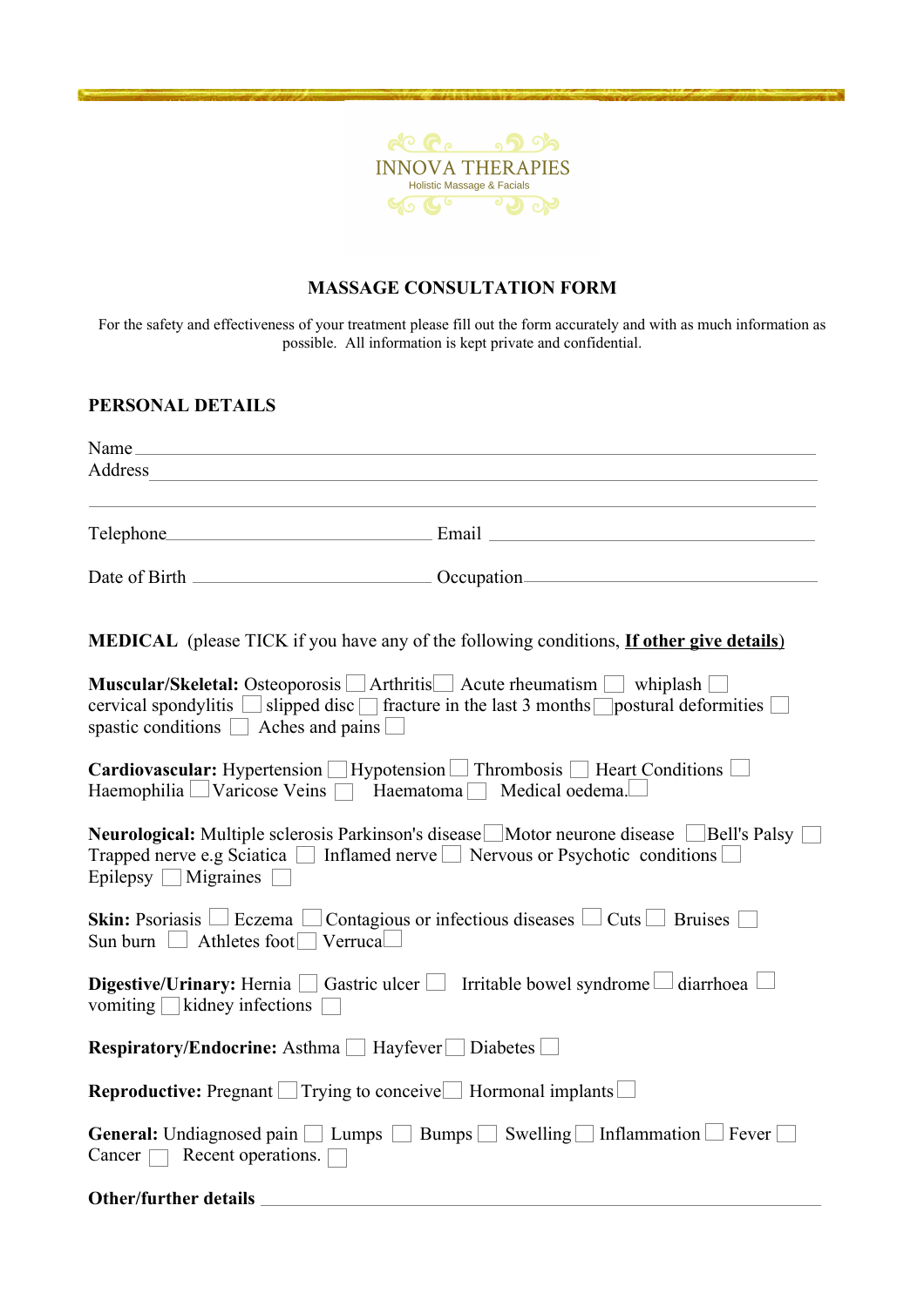INNOVA THERAPIES

Holistic Massage & Facials

## MASSAGE CONSULTATION FORM

For the safety and effectiveness of your treatment please fill out the form accurately and with as much information as possible. All information is kept private and confidential.

### PERSONAL DETAILS

Name ______________________________________________________________

Address ______________________________________________________________

______________________________________________________________

Telephone ______________________________ Email ______________________________

Date of Birth ______________________________ Occupation ______________________________

**MEDICAL** (please TICK if you have any of the following conditions, **<u>If other give details</u>**)

**Muscular/Skeletal:** Osteoporosis ☐ Arthritis ☐ Acute rheumatism ☐ whiplash ☐ cervical spondylitis ☐ slipped disc ☐ fracture in the last 3 months ☐ postural deformities ☐ spastic conditions ☐ Aches and pains ☐

**Cardiovascular:** Hypertension ☐ Hypotension ☐ Thrombosis ☐ Heart Conditions ☐ Haemophilia ☐ Varicose Veins ☐ Haematoma ☐ Medical oedema. ☐

**Neurological:** Multiple sclerosis Parkinson's disease ☐ Motor neurone disease ☐ Bell's Palsy ☐ Trapped nerve e.g Sciatica ☐ Inflamed nerve ☐ Nervous or Psychotic conditions ☐ Epilepsy ☐ Migraines ☐

**Skin:** Psoriasis ☐ Eczema ☐ Contagious or infectious diseases ☐ Cuts ☐ Bruises ☐ Sun burn ☐ Athletes foot ☐ Verruca ☐

**Digestive/Urinary:** Hernia ☐ Gastric ulcer ☐ Irritable bowel syndrome ☐ diarrhoea ☐ vomiting ☐ kidney infections ☐

**Respiratory/Endocrine:** Asthma ☐ Hayfever ☐ Diabetes ☐

**Reproductive:** Pregnant ☐ Trying to conceive ☐ Hormonal implants ☐

**General:** Undiagnosed pain ☐ Lumps ☐ Bumps ☐ Swelling ☐ Inflammation ☐ Fever ☐ Cancer ☐ Recent operations. ☐

**Other/further details** ______________________________________________________________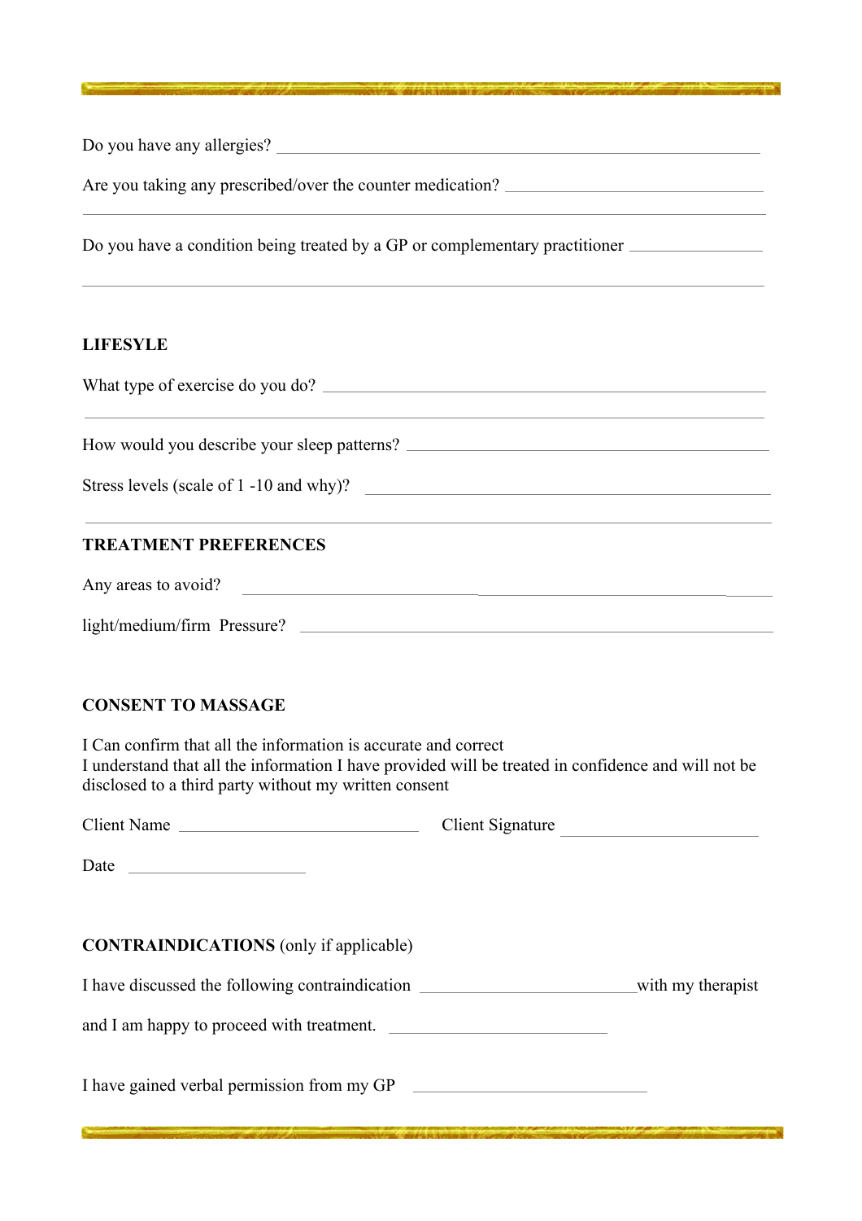Do you have any allergies? ______________________________________________

Are you taking any prescribed/over the counter medication? ______________________

_____________________________________________________________________

Do you have a condition being treated by a GP or complementary practitioner ____________

_____________________________________________________________________

**LIFESYLE**

What type of exercise do you do? ______________________________________

_____________________________________________________________________

How would you describe your sleep patterns? ______________________________

Stress levels (scale of 1 -10 and why)? __________________________________

_____________________________________________________________________

**TREATMENT PREFERENCES**

Any areas to avoid? ____________________________________________

light/medium/firm Pressure? _____________________________________

**CONSENT TO MASSAGE**

I Can confirm that all the information is accurate and correct
I understand that all the information I have provided will be treated in confidence and will not be disclosed to a third party without my written consent

Client Name ______________________ Client Signature __________________

Date ________________

**CONTRAINDICATIONS** (only if applicable)

I have discussed the following contraindication ____________________with my therapist

and I am happy to proceed with treatment. ____________________

I have gained verbal permission from my GP ____________________